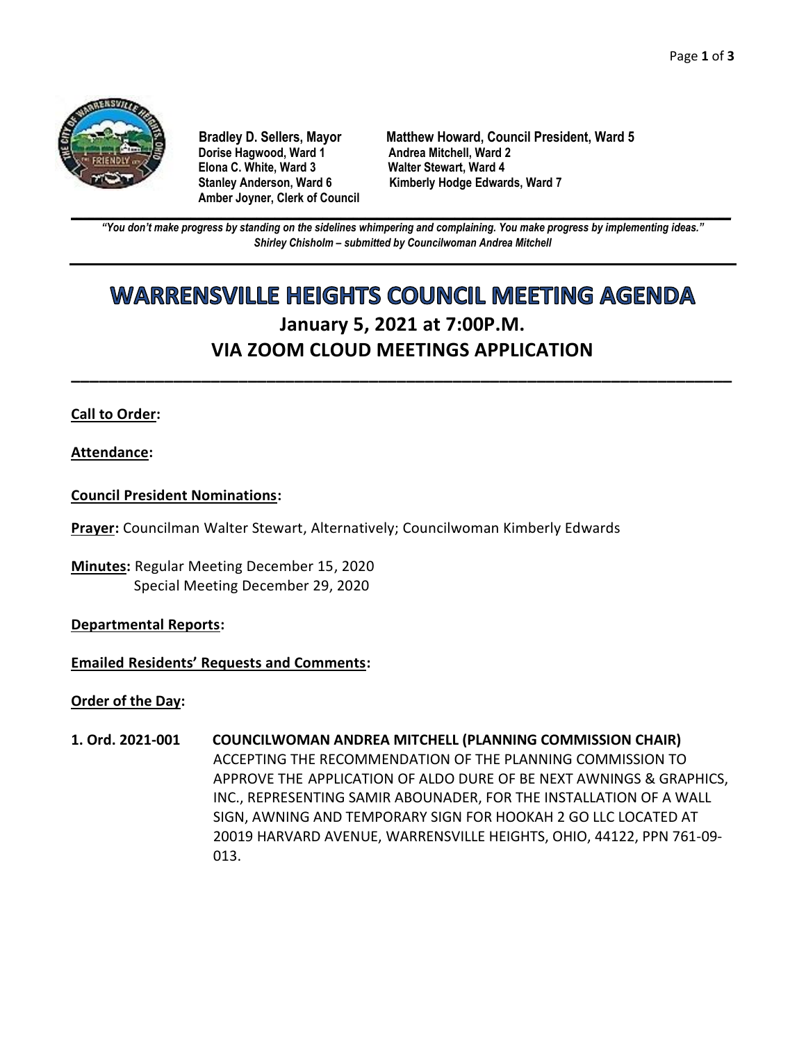**Bradley D. Sellers, Mayor**
**Matthew Howard, Council President, Ward 5**
**Dorise Hagwood, Ward 1**
**Andrea Mitchell, Ward 2**
**Elona C. White, Ward 3**
**Walter Stewart, Ward 4**
**Stanley Anderson, Ward 6**
**Kimberly Hodge Edwards, Ward 7**
**Amber Joyner, Clerk of Council**

***"You don't make progress by standing on the sidelines whimpering and complaining. You make progress by implementing ideas."***
***Shirley Chisholm – submitted by Councilwoman Andrea Mitchell***

# WARRENSVILLE HEIGHTS COUNCIL MEETING AGENDA

## January 5, 2021 at 7:00P.M.
## VIA ZOOM CLOUD MEETINGS APPLICATION

**Call to Order:**

**Attendance:**

**Council President Nominations:**

**Prayer:** Councilman Walter Stewart, Alternatively; Councilwoman Kimberly Edwards

**Minutes:** Regular Meeting December 15, 2020
Special Meeting December 29, 2020

**Departmental Reports:**

**Emailed Residents' Requests and Comments:**

**Order of the Day:**

**1. Ord. 2021-001** **COUNCILWOMAN ANDREA MITCHELL (PLANNING COMMISSION CHAIR)**
ACCEPTING THE RECOMMENDATION OF THE PLANNING COMMISSION TO APPROVE THE APPLICATION OF ALDO DURE OF BE NEXT AWNINGS & GRAPHICS, INC., REPRESENTING SAMIR ABOUNADER, FOR THE INSTALLATION OF A WALL SIGN, AWNING AND TEMPORARY SIGN FOR HOOKAH 2 GO LLC LOCATED AT 20019 HARVARD AVENUE, WARRENSVILLE HEIGHTS, OHIO, 44122, PPN 761-09-013.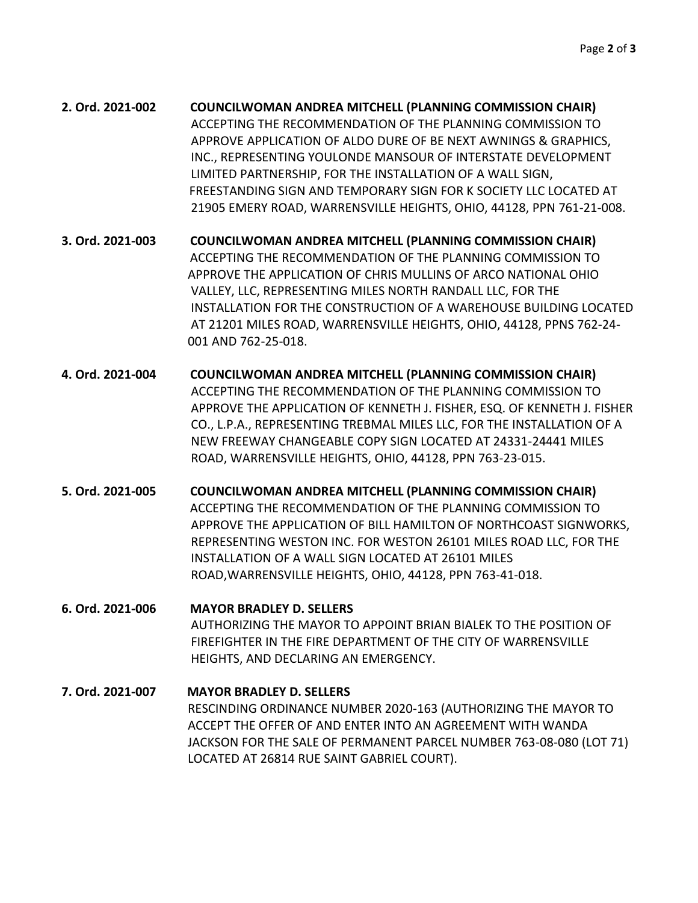**2. Ord. 2021-002** **COUNCILWOMAN ANDREA MITCHELL (PLANNING COMMISSION CHAIR)**
ACCEPTING THE RECOMMENDATION OF THE PLANNING COMMISSION TO APPROVE APPLICATION OF ALDO DURE OF BE NEXT AWNINGS & GRAPHICS, INC., REPRESENTING YOULONDE MANSOUR OF INTERSTATE DEVELOPMENT LIMITED PARTNERSHIP, FOR THE INSTALLATION OF A WALL SIGN, FREESTANDING SIGN AND TEMPORARY SIGN FOR K SOCIETY LLC LOCATED AT 21905 EMERY ROAD, WARRENSVILLE HEIGHTS, OHIO, 44128, PPN 761-21-008.

**3. Ord. 2021-003** **COUNCILWOMAN ANDREA MITCHELL (PLANNING COMMISSION CHAIR)**
ACCEPTING THE RECOMMENDATION OF THE PLANNING COMMISSION TO APPROVE THE APPLICATION OF CHRIS MULLINS OF ARCO NATIONAL OHIO VALLEY, LLC, REPRESENTING MILES NORTH RANDALL LLC, FOR THE INSTALLATION FOR THE CONSTRUCTION OF A WAREHOUSE BUILDING LOCATED AT 21201 MILES ROAD, WARRENSVILLE HEIGHTS, OHIO, 44128, PPNS 762-24-001 AND 762-25-018.

**4. Ord. 2021-004** **COUNCILWOMAN ANDREA MITCHELL (PLANNING COMMISSION CHAIR)**
ACCEPTING THE RECOMMENDATION OF THE PLANNING COMMISSION TO APPROVE THE APPLICATION OF KENNETH J. FISHER, ESQ. OF KENNETH J. FISHER CO., L.P.A., REPRESENTING TREBMAL MILES LLC, FOR THE INSTALLATION OF A NEW FREEWAY CHANGEABLE COPY SIGN LOCATED AT 24331-24441 MILES ROAD, WARRENSVILLE HEIGHTS, OHIO, 44128, PPN 763-23-015.

**5. Ord. 2021-005** **COUNCILWOMAN ANDREA MITCHELL (PLANNING COMMISSION CHAIR)**
ACCEPTING THE RECOMMENDATION OF THE PLANNING COMMISSION TO APPROVE THE APPLICATION OF BILL HAMILTON OF NORTHCOAST SIGNWORKS, REPRESENTING WESTON INC. FOR WESTON 26101 MILES ROAD LLC, FOR THE INSTALLATION OF A WALL SIGN LOCATED AT 26101 MILES ROAD,WARRENSVILLE HEIGHTS, OHIO, 44128, PPN 763-41-018.

**6. Ord. 2021-006** **MAYOR BRADLEY D. SELLERS**
AUTHORIZING THE MAYOR TO APPOINT BRIAN BIALEK TO THE POSITION OF FIREFIGHTER IN THE FIRE DEPARTMENT OF THE CITY OF WARRENSVILLE HEIGHTS, AND DECLARING AN EMERGENCY.

**7. Ord. 2021-007** **MAYOR BRADLEY D. SELLERS**
RESCINDING ORDINANCE NUMBER 2020-163 (AUTHORIZING THE MAYOR TO ACCEPT THE OFFER OF AND ENTER INTO AN AGREEMENT WITH WANDA JACKSON FOR THE SALE OF PERMANENT PARCEL NUMBER 763-08-080 (LOT 71) LOCATED AT 26814 RUE SAINT GABRIEL COURT).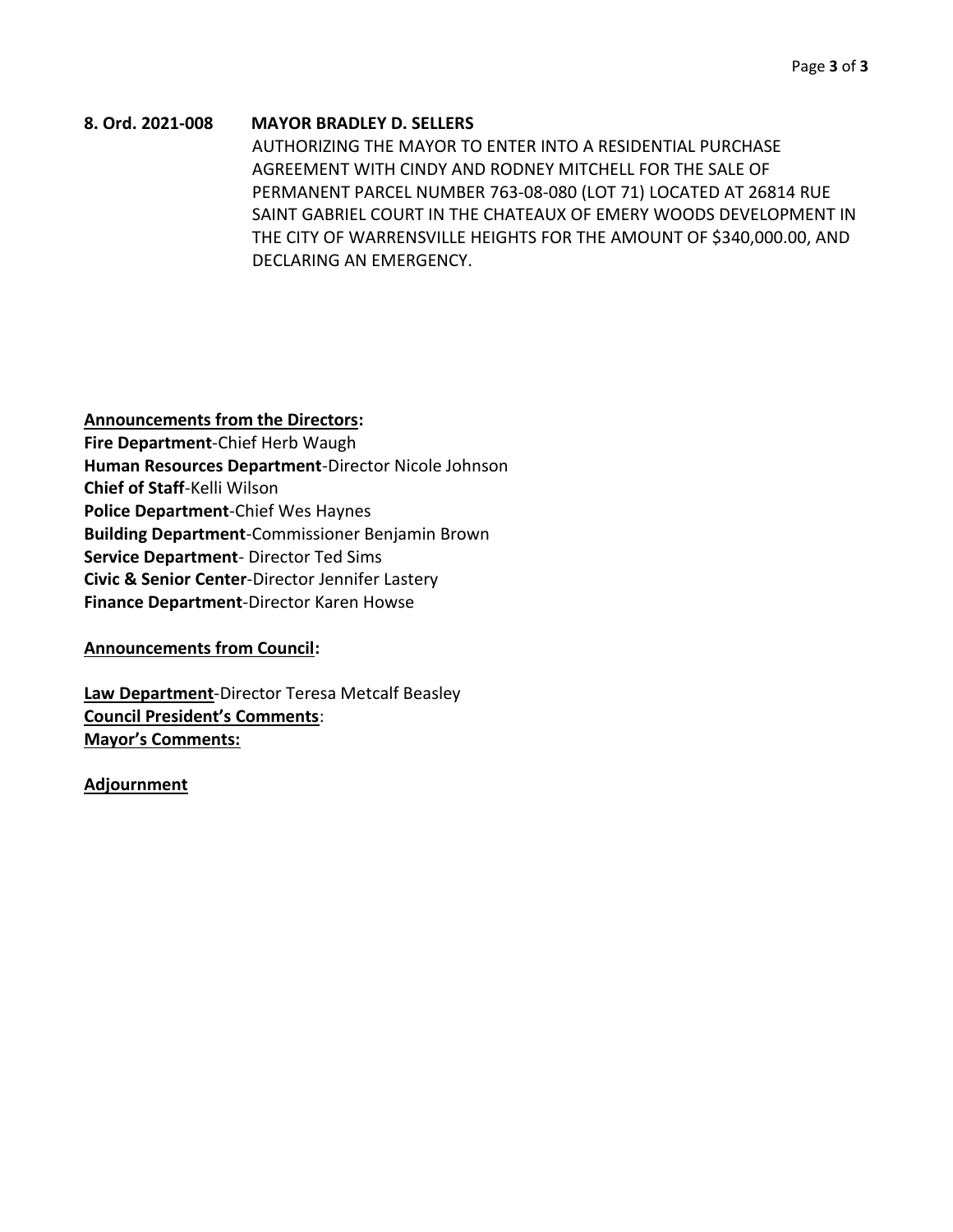**8. Ord. 2021-008 MAYOR BRADLEY D. SELLERS**

AUTHORIZING THE MAYOR TO ENTER INTO A RESIDENTIAL PURCHASE AGREEMENT WITH CINDY AND RODNEY MITCHELL FOR THE SALE OF PERMANENT PARCEL NUMBER 763-08-080 (LOT 71) LOCATED AT 26814 RUE SAINT GABRIEL COURT IN THE CHATEAUX OF EMERY WOODS DEVELOPMENT IN THE CITY OF WARRENSVILLE HEIGHTS FOR THE AMOUNT OF $340,000.00, AND DECLARING AN EMERGENCY.

**Announcements from the Directors:**

**Fire Department**-Chief Herb Waugh
**Human Resources Department**-Director Nicole Johnson
**Chief of Staff**-Kelli Wilson
**Police Department**-Chief Wes Haynes
**Building Department**-Commissioner Benjamin Brown
**Service Department**- Director Ted Sims
**Civic & Senior Center**-Director Jennifer Lastery
**Finance Department**-Director Karen Howse

**Announcements from Council:**

**Law Department**-Director Teresa Metcalf Beasley
**Council President's Comments**:
**Mayor's Comments:**

**Adjournment**